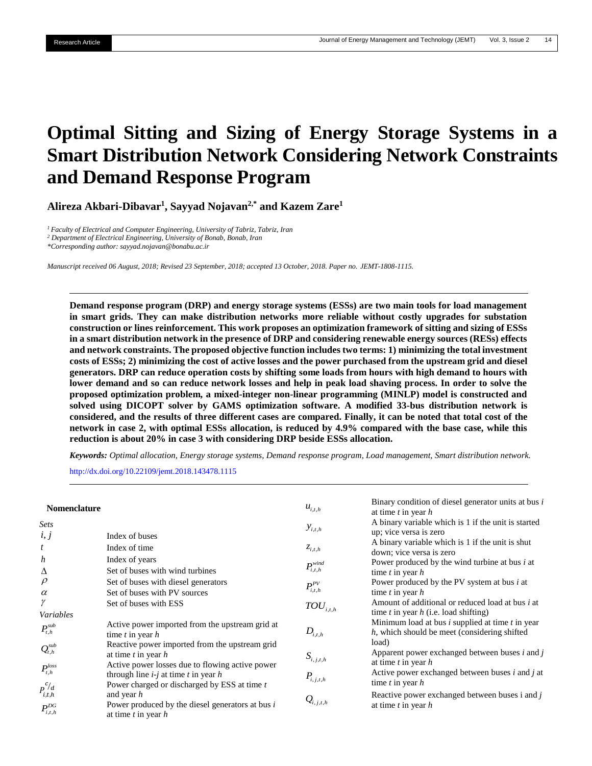Research Article

# Optimal Sitting and Sizing of Energy Storage Systems in a Smart Distribution Network Considering Network Constraints and Demand Response Program

**Alireza Akbari-Dibavar[1], Sayyad Nojavan[2,*] and Kazem Zare[1]**

*[1] Faculty of Electrical and Computer Engineering, University of Tabriz, Tabriz, Iran*
*[2] Department of Electrical Engineering, University of Bonab, Bonab, Iran*
*\*Corresponding author: sayyad.nojavan@bonabu.ac.ir*

*Manuscript received 06 August, 2018; Revised 23 September, 2018; accepted 13 October, 2018. Paper no. JEMT-1808-1115.*

**Demand response program (DRP) and energy storage systems (ESSs) are two main tools for load management in smart grids. They can make distribution networks more reliable without costly upgrades for substation construction or lines reinforcement. This work proposes an optimization framework of sitting and sizing of ESSs in a smart distribution network in the presence of DRP and considering renewable energy sources (RESs) effects and network constraints. The proposed objective function includes two terms: 1) minimizing the total investment costs of ESSs; 2) minimizing the cost of active losses and the power purchased from the upstream grid and diesel generators. DRP can reduce operation costs by shifting some loads from hours with high demand to hours with lower demand and so can reduce network losses and help in peak load shaving process. In order to solve the proposed optimization problem, a mixed-integer non-linear programming (MINLP) model is constructed and solved using DICOPT solver by GAMS optimization software. A modified 33-bus distribution network is considered, and the results of three different cases are compared. Finally, it can be noted that total cost of the network in case 2, with optimal ESSs allocation, is reduced by 4.9% compared with the base case, while this reduction is about 20% in case 3 with considering DRP beside ESSs allocation.**

***Keywords:*** *Optimal allocation, Energy storage systems, Demand response program, Load management, Smart distribution network.*

http://dx.doi.org/10.22109/jemt.2018.143478.1115

## Nomenclature

*Sets*

| | |
|---|---|
| $i, j$ | Index of buses |
| $t$ | Index of time |
| $h$ | Index of years |
| $\Delta$ | Set of buses with wind turbines |
| $\rho$ | Set of buses with diesel generators |
| $\alpha$ | Set of buses with PV sources |
| $\gamma$ | Set of buses with ESS |

*Variables*

| | |
|---|---|
| $P_{t,h}^{sub}$ | Active power imported from the upstream grid at time $t$ in year $h$ |
| $Q_{t,h}^{sub}$ | Reactive power imported from the upstream grid at time $t$ in year $h$ |
| $P_{t,h}^{loss}$ | Active power losses due to flowing active power through line $i$-$j$ at time $t$ in year $h$ |
| $P_{i,t,h}^{c/d}$ | Power charged or discharged by ESS at time $t$ and year $h$ |
| $P_{i,t,h}^{DG}$ | Power produced by the diesel generators at bus $i$ at time $t$ in year $h$ |
| $u_{i,t,h}$ | Binary condition of diesel generator units at bus $i$ at time $t$ in year $h$ |
| $y_{i,t,h}$ | A binary variable which is 1 if the unit is started up; vice versa is zero |
| $z_{i,t,h}$ | A binary variable which is 1 if the unit is shut down; vice versa is zero |
| $P_{i,t,h}^{wind}$ | Power produced by the wind turbine at bus $i$ at time $t$ in year $h$ |
| $P_{i,t,h}^{PV}$ | Power produced by the PV system at bus $i$ at time $t$ in year $h$ |
| $TOU_{i,t,h}$ | Amount of additional or reduced load at bus $i$ at time $t$ in year $h$ (i.e. load shifting) |
| $D_{i,t,h}$ | Minimum load at bus $i$ supplied at time $t$ in year $h$, which should be meet (considering shifted load) |
| $S_{i,j,t,h}$ | Apparent power exchanged between buses $i$ and $j$ at time $t$ in year $h$ |
| $P_{i,j,t,h}$ | Active power exchanged between buses $i$ and $j$ at time $t$ in year $h$ |
| $Q_{i,j,t,h}$ | Reactive power exchanged between buses i and $j$ at time $t$ in year $h$ |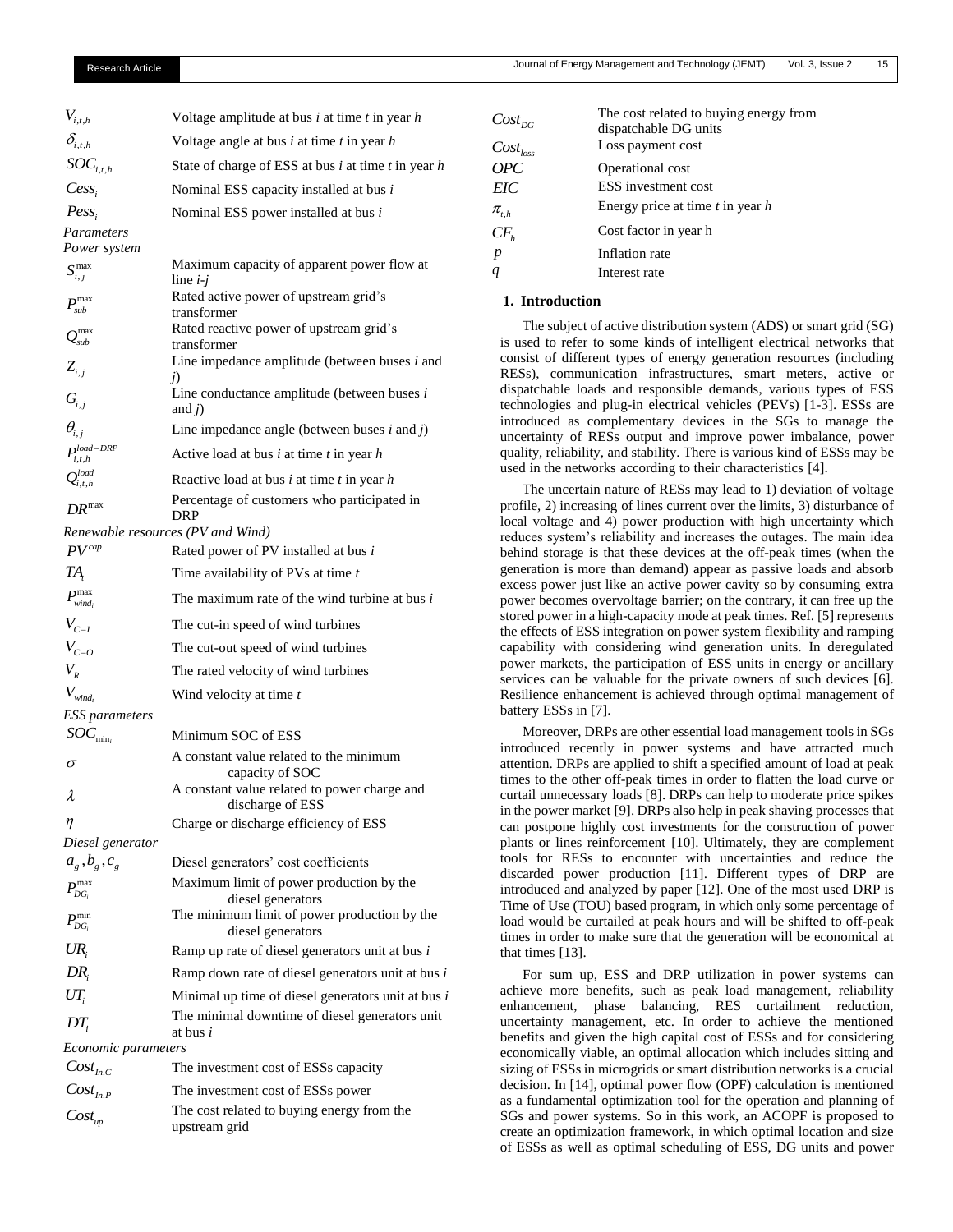| | |
|---|---|
| $V_{i,t,h}$ | Voltage amplitude at bus *i* at time *t* in year *h* |
| $\delta_{i,t,h}$ | Voltage angle at bus *i* at time *t* in year *h* |
| $SOC_{i,t,h}$ | State of charge of ESS at bus *i* at time *t* in year *h* |
| $Cess_i$ | Nominal ESS capacity installed at bus *i* |
| $Pess_i$ | Nominal ESS power installed at bus *i* |
| *Parameters* | |
| *Power system* | |
| $S_{i,j}^{\max}$ | Maximum capacity of apparent power flow at line *i-j* |
| $P_{sub}^{\max}$ | Rated active power of upstream grid's transformer |
| $Q_{sub}^{\max}$ | Rated reactive power of upstream grid's transformer |
| $Z_{i,j}$ | Line impedance amplitude (between buses *i* and *j*) |
| $G_{i,j}$ | Line conductance amplitude (between buses *i* and *j*) |
| $\theta_{i,j}$ | Line impedance angle (between buses *i* and *j*) |
| $P_{i,t,h}^{load-DRP}$ | Active load at bus *i* at time *t* in year *h* |
| $Q_{i,t,h}^{load}$ | Reactive load at bus *i* at time *t* in year *h* |
| $DR^{\max}$ | Percentage of customers who participated in DRP |
| *Renewable resources (PV and Wind)* | |
| $PV^{cap}$ | Rated power of PV installed at bus *i* |
| $TA_t$ | Time availability of PVs at time *t* |
| $P_{wind_i}^{\max}$ | The maximum rate of the wind turbine at bus *i* |
| $V_{C-I}$ | The cut-in speed of wind turbines |
| $V_{C-O}$ | The cut-out speed of wind turbines |
| $V_R$ | The rated velocity of wind turbines |
| $V_{wind_t}$ | Wind velocity at time *t* |
| *ESS parameters* | |
| $SOC_{\min_i}$ | Minimum SOC of ESS |
| $\sigma$ | A constant value related to the minimum capacity of SOC |
| $\lambda$ | A constant value related to power charge and discharge of ESS |
| $\eta$ | Charge or discharge efficiency of ESS |
| *Diesel generator* | |
| $a_g, b_g, c_g$ | Diesel generators' cost coefficients |
| $P_{DG_i}^{\max}$ | Maximum limit of power production by the diesel generators |
| $P_{DG_i}^{\min}$ | The minimum limit of power production by the diesel generators |
| $UR_i$ | Ramp up rate of diesel generators unit at bus *i* |
| $DR_i$ | Ramp down rate of diesel generators unit at bus *i* |
| $UT_i$ | Minimal up time of diesel generators unit at bus *i* |
| $DT_i$ | The minimal downtime of diesel generators unit at bus *i* |
| *Economic parameters* | |
| $Cost_{In.C}$ | The investment cost of ESSs capacity |
| $Cost_{In.P}$ | The investment cost of ESSs power |
| $Cost_{up}$ | The cost related to buying energy from the upstream grid |
| $Cost_{DG}$ | The cost related to buying energy from dispatchable DG units |
| $Cost_{loss}$ | Loss payment cost |
| $OPC$ | Operational cost |
| $EIC$ | ESS investment cost |
| $\pi_{t,h}$ | Energy price at time *t* in year *h* |
| $CF_h$ | Cost factor in year h |
| $p$ | Inflation rate |
| $q$ | Interest rate |

## 1. Introduction

The subject of active distribution system (ADS) or smart grid (SG) is used to refer to some kinds of intelligent electrical networks that consist of different types of energy generation resources (including RESs), communication infrastructures, smart meters, active or dispatchable loads and responsible demands, various types of ESS technologies and plug-in electrical vehicles (PEVs) [1-3]. ESSs are introduced as complementary devices in the SGs to manage the uncertainty of RESs output and improve power imbalance, power quality, reliability, and stability. There is various kind of ESSs may be used in the networks according to their characteristics [4].

The uncertain nature of RESs may lead to 1) deviation of voltage profile, 2) increasing of lines current over the limits, 3) disturbance of local voltage and 4) power production with high uncertainty which reduces system's reliability and increases the outages. The main idea behind storage is that these devices at the off-peak times (when the generation is more than demand) appear as passive loads and absorb excess power just like an active power cavity so by consuming extra power becomes overvoltage barrier; on the contrary, it can free up the stored power in a high-capacity mode at peak times. Ref. [5] represents the effects of ESS integration on power system flexibility and ramping capability with considering wind generation units. In deregulated power markets, the participation of ESS units in energy or ancillary services can be valuable for the private owners of such devices [6]. Resilience enhancement is achieved through optimal management of battery ESSs in [7].

Moreover, DRPs are other essential load management tools in SGs introduced recently in power systems and have attracted much attention. DRPs are applied to shift a specified amount of load at peak times to the other off-peak times in order to flatten the load curve or curtail unnecessary loads [8]. DRPs can help to moderate price spikes in the power market [9]. DRPs also help in peak shaving processes that can postpone highly cost investments for the construction of power plants or lines reinforcement [10]. Ultimately, they are complement tools for RESs to encounter with uncertainties and reduce the discarded power production [11]. Different types of DRP are introduced and analyzed by paper [12]. One of the most used DRP is Time of Use (TOU) based program, in which only some percentage of load would be curtailed at peak hours and will be shifted to off-peak times in order to make sure that the generation will be economical at that times [13].

For sum up, ESS and DRP utilization in power systems can achieve more benefits, such as peak load management, reliability enhancement, phase balancing, RES curtailment reduction, uncertainty management, etc. In order to achieve the mentioned benefits and given the high capital cost of ESSs and for considering economically viable, an optimal allocation which includes sitting and sizing of ESSs in microgrids or smart distribution networks is a crucial decision. In [14], optimal power flow (OPF) calculation is mentioned as a fundamental optimization tool for the operation and planning of SGs and power systems. So in this work, an ACOPF is proposed to create an optimization framework, in which optimal location and size of ESSs as well as optimal scheduling of ESS, DG units and power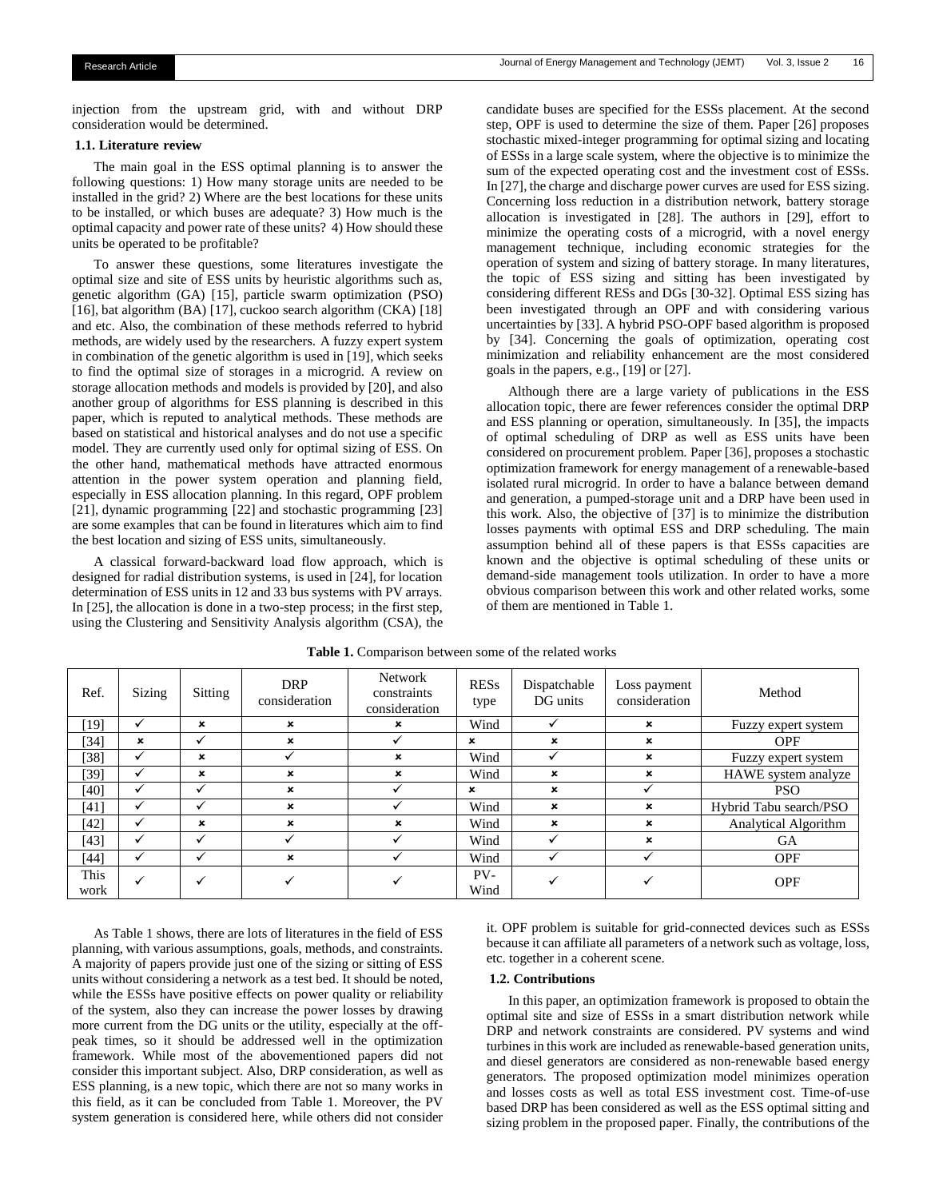injection from the upstream grid, with and without DRP consideration would be determined.

### 1.1. Literature review

The main goal in the ESS optimal planning is to answer the following questions: 1) How many storage units are needed to be installed in the grid? 2) Where are the best locations for these units to be installed, or which buses are adequate? 3) How much is the optimal capacity and power rate of these units? 4) How should these units be operated to be profitable?

To answer these questions, some literatures investigate the optimal size and site of ESS units by heuristic algorithms such as, genetic algorithm (GA) [15], particle swarm optimization (PSO) [16], bat algorithm (BA) [17], cuckoo search algorithm (CKA) [18] and etc. Also, the combination of these methods referred to hybrid methods, are widely used by the researchers. A fuzzy expert system in combination of the genetic algorithm is used in [19], which seeks to find the optimal size of storages in a microgrid. A review on storage allocation methods and models is provided by [20], and also another group of algorithms for ESS planning is described in this paper, which is reputed to analytical methods. These methods are based on statistical and historical analyses and do not use a specific model. They are currently used only for optimal sizing of ESS. On the other hand, mathematical methods have attracted enormous attention in the power system operation and planning field, especially in ESS allocation planning. In this regard, OPF problem [21], dynamic programming [22] and stochastic programming [23] are some examples that can be found in literatures which aim to find the best location and sizing of ESS units, simultaneously.

A classical forward-backward load flow approach, which is designed for radial distribution systems, is used in [24], for location determination of ESS units in 12 and 33 bus systems with PV arrays. In [25], the allocation is done in a two-step process; in the first step, using the Clustering and Sensitivity Analysis algorithm (CSA), the candidate buses are specified for the ESSs placement. At the second step, OPF is used to determine the size of them. Paper [26] proposes stochastic mixed-integer programming for optimal sizing and locating of ESSs in a large scale system, where the objective is to minimize the sum of the expected operating cost and the investment cost of ESSs. In [27], the charge and discharge power curves are used for ESS sizing. Concerning loss reduction in a distribution network, battery storage allocation is investigated in [28]. The authors in [29], effort to minimize the operating costs of a microgrid, with a novel energy management technique, including economic strategies for the operation of system and sizing of battery storage. In many literatures, the topic of ESS sizing and sitting has been investigated by considering different RESs and DGs [30-32]. Optimal ESS sizing has been investigated through an OPF and with considering various uncertainties by [33]. A hybrid PSO-OPF based algorithm is proposed by [34]. Concerning the goals of optimization, operating cost minimization and reliability enhancement are the most considered goals in the papers, e.g., [19] or [27].

Although there are a large variety of publications in the ESS allocation topic, there are fewer references consider the optimal DRP and ESS planning or operation, simultaneously. In [35], the impacts of optimal scheduling of DRP as well as ESS units have been considered on procurement problem. Paper [36], proposes a stochastic optimization framework for energy management of a renewable-based isolated rural microgrid. In order to have a balance between demand and generation, a pumped-storage unit and a DRP have been used in this work. Also, the objective of [37] is to minimize the distribution losses payments with optimal ESS and DRP scheduling. The main assumption behind all of these papers is that ESSs capacities are known and the objective is optimal scheduling of these units or demand-side management tools utilization. In order to have a more obvious comparison between this work and other related works, some of them are mentioned in Table 1.

**Table 1.** Comparison between some of the related works

| Ref. | Sizing | Sitting | DRP consideration | Network constraints consideration | RESs type | Dispatchable DG units | Loss payment consideration | Method |
|---|---|---|---|---|---|---|---|---|
| [19] | ✓ | × | × | × | Wind | ✓ | × | Fuzzy expert system |
| [34] | × | ✓ | × | ✓ | × | × | × | OPF |
| [38] | ✓ | × | ✓ | × | Wind | ✓ | × | Fuzzy expert system |
| [39] | ✓ | × | × | × | Wind | × | × | HAWE system analyze |
| [40] | ✓ | ✓ | × | ✓ | × | × | ✓ | PSO |
| [41] | ✓ | ✓ | × | ✓ | Wind | × | × | Hybrid Tabu search/PSO |
| [42] | ✓ | × | × | × | Wind | × | × | Analytical Algorithm |
| [43] | ✓ | ✓ | ✓ | ✓ | Wind | ✓ | × | GA |
| [44] | ✓ | ✓ | × | ✓ | Wind | ✓ | ✓ | OPF |
| This work | ✓ | ✓ | ✓ | ✓ | PV-Wind | ✓ | ✓ | OPF |

As Table 1 shows, there are lots of literatures in the field of ESS planning, with various assumptions, goals, methods, and constraints. A majority of papers provide just one of the sizing or sitting of ESS units without considering a network as a test bed. It should be noted, while the ESSs have positive effects on power quality or reliability of the system, also they can increase the power losses by drawing more current from the DG units or the utility, especially at the off-peak times, so it should be addressed well in the optimization framework. While most of the abovementioned papers did not consider this important subject. Also, DRP consideration, as well as ESS planning, is a new topic, which there are not so many works in this field, as it can be concluded from Table 1. Moreover, the PV system generation is considered here, while others did not consider it. OPF problem is suitable for grid-connected devices such as ESSs because it can affiliate all parameters of a network such as voltage, loss, etc. together in a coherent scene.

### 1.2. Contributions

In this paper, an optimization framework is proposed to obtain the optimal site and size of ESSs in a smart distribution network while DRP and network constraints are considered. PV systems and wind turbines in this work are included as renewable-based generation units, and diesel generators are considered as non-renewable based energy generators. The proposed optimization model minimizes operation and losses costs as well as total ESS investment cost. Time-of-use based DRP has been considered as well as the ESS optimal sitting and sizing problem in the proposed paper. Finally, the contributions of the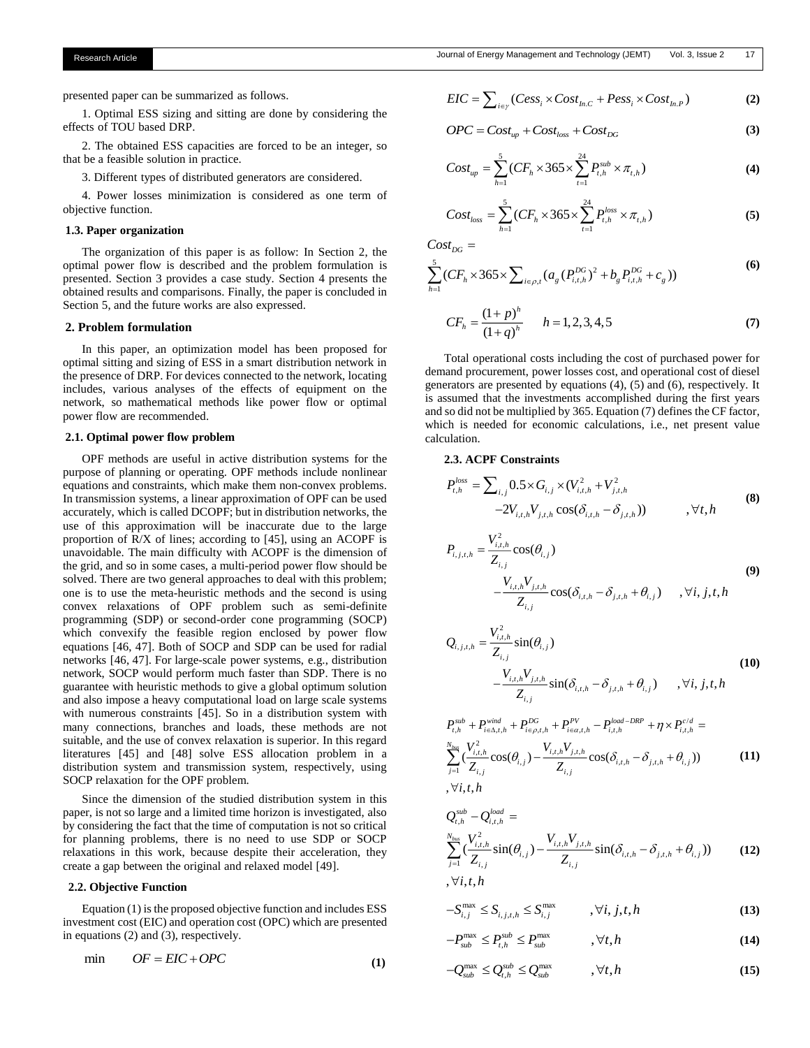presented paper can be summarized as follows.

1. Optimal ESS sizing and sitting are done by considering the effects of TOU based DRP.

2. The obtained ESS capacities are forced to be an integer, so that be a feasible solution in practice.

3. Different types of distributed generators are considered.

4. Power losses minimization is considered as one term of objective function.

### 1.3. Paper organization

The organization of this paper is as follow: In Section 2, the optimal power flow is described and the problem formulation is presented. Section 3 provides a case study. Section 4 presents the obtained results and comparisons. Finally, the paper is concluded in Section 5, and the future works are also expressed.

## 2. Problem formulation

In this paper, an optimization model has been proposed for optimal sitting and sizing of ESS in a smart distribution network in the presence of DRP. For devices connected to the network, locating includes, various analyses of the effects of equipment on the network, so mathematical methods like power flow or optimal power flow are recommended.

### 2.1. Optimal power flow problem

OPF methods are useful in active distribution systems for the purpose of planning or operating. OPF methods include nonlinear equations and constraints, which make them non-convex problems. In transmission systems, a linear approximation of OPF can be used accurately, which is called DCOPF; but in distribution networks, the use of this approximation will be inaccurate due to the large proportion of R/X of lines; according to [45], using an ACOPF is unavoidable. The main difficulty with ACOPF is the dimension of the grid, and so in some cases, a multi-period power flow should be solved. There are two general approaches to deal with this problem; one is to use the meta-heuristic methods and the second is using convex relaxations of OPF problem such as semi-definite programming (SDP) or second-order cone programming (SOCP) which convexify the feasible region enclosed by power flow equations [46, 47]. Both of SOCP and SDP can be used for radial networks [46, 47]. For large-scale power systems, e.g., distribution network, SOCP would perform much faster than SDP. There is no guarantee with heuristic methods to give a global optimum solution and also impose a heavy computational load on large scale systems with numerous constraints [45]. So in a distribution system with many connections, branches and loads, these methods are not suitable, and the use of convex relaxation is superior. In this regard literatures [45] and [48] solve ESS allocation problem in a distribution system and transmission system, respectively, using SOCP relaxation for the OPF problem.

Since the dimension of the studied distribution system in this paper, is not so large and a limited time horizon is investigated, also by considering the fact that the time of computation is not so critical for planning problems, there is no need to use SDP or SOCP relaxations in this work, because despite their acceleration, they create a gap between the original and relaxed model [49].

### 2.2. Objective Function

Equation (1) is the proposed objective function and includes ESS investment cost (EIC) and operation cost (OPC) which are presented in equations (2) and (3), respectively.

$$\min \quad OF = EIC + OPC \tag{1}$$

$$EIC = \sum_{i\in\gamma}(Cess_i \times Cost_{In.C} + Pess_i \times Cost_{In.P}) \tag{2}$$

$$OPC = Cost_{up} + Cost_{loss} + Cost_{DG} \tag{3}$$

$$Cost_{up} = \sum_{h=1}^{5}(CF_h \times 365 \times \sum_{t=1}^{24} P_{t,h}^{sub} \times \pi_{t,h}) \tag{4}$$

$$Cost_{loss} = \sum_{h=1}^{5}(CF_h \times 365 \times \sum_{t=1}^{24} P_{t,h}^{loss} \times \pi_{t,h}) \tag{5}$$

$$Cost_{DG} = \sum_{h=1}^{5}(CF_h \times 365 \times \sum_{i\in\rho,t}(a_g (P_{i,t,h}^{DG})^2 + b_g P_{i,t,h}^{DG} + c_g)) \tag{6}$$

$$CF_h = \frac{(1+p)^h}{(1+q)^h} \qquad h = 1,2,3,4,5 \tag{7}$$

Total operational costs including the cost of purchased power for demand procurement, power losses cost, and operational cost of diesel generators are presented by equations (4), (5) and (6), respectively. It is assumed that the investments accomplished during the first years and so did not be multiplied by 365. Equation (7) defines the CF factor, which is needed for economic calculations, i.e., net present value calculation.

### 2.3. ACPF Constraints

$$P_{t,h}^{loss} = \sum_{i,j} 0.5 \times G_{i,j} \times (V_{i,t,h}^2 + V_{j,t,h}^2 - 2V_{i,t,h}V_{j,t,h}\cos(\delta_{i,t,h} - \delta_{j,t,h})) \qquad ,\forall t,h \tag{8}$$

$$P_{i,j,t,h} = \frac{V_{i,t,h}^2}{Z_{i,j}}\cos(\theta_{i,j}) - \frac{V_{i,t,h}V_{j,t,h}}{Z_{i,j}}\cos(\delta_{i,t,h} - \delta_{j,t,h} + \theta_{i,j}) \qquad ,\forall i,j,t,h \tag{9}$$

$$Q_{i,j,t,h} = \frac{V_{i,t,h}^2}{Z_{i,j}}\sin(\theta_{i,j}) - \frac{V_{i,t,h}V_{j,t,h}}{Z_{i,j}}\sin(\delta_{i,t,h} - \delta_{j,t,h} + \theta_{i,j}) \qquad ,\forall i,j,t,h \tag{10}$$

$$P_{t,h}^{sub} + P_{i\in\Delta,t,h}^{wind} + P_{i\in\rho,t,h}^{DG} + P_{i\in\alpha,t,h}^{PV} - P_{i,t,h}^{load-DRP} + \eta \times P_{i,t,h}^{c/d} = \sum_{j=1}^{N_{bus}}\left(\frac{V_{i,t,h}^2}{Z_{i,j}}\cos(\theta_{i,j}) - \frac{V_{i,t,h}V_{j,t,h}}{Z_{i,j}}\cos(\delta_{i,t,h} - \delta_{j,t,h} + \theta_{i,j})\right) \quad ,\forall i,t,h \tag{11}$$

$$Q_{t,h}^{sub} - Q_{i,t,h}^{load} = \sum_{j=1}^{N_{bus}}\left(\frac{V_{i,t,h}^2}{Z_{i,j}}\sin(\theta_{i,j}) - \frac{V_{i,t,h}V_{j,t,h}}{Z_{i,j}}\sin(\delta_{i,t,h} - \delta_{j,t,h} + \theta_{i,j})\right) \quad ,\forall i,t,h \tag{12}$$

$$-S_{i,j}^{\max} \le S_{i,j,t,h} \le S_{i,j}^{\max} \qquad ,\forall i,j,t,h \tag{13}$$

$$-P_{sub}^{\max} \le P_{t,h}^{sub} \le P_{sub}^{\max} \qquad ,\forall t,h \tag{14}$$

$$-Q_{sub}^{\max} \le Q_{t,h}^{sub} \le Q_{sub}^{\max} \qquad ,\forall t,h \tag{15}$$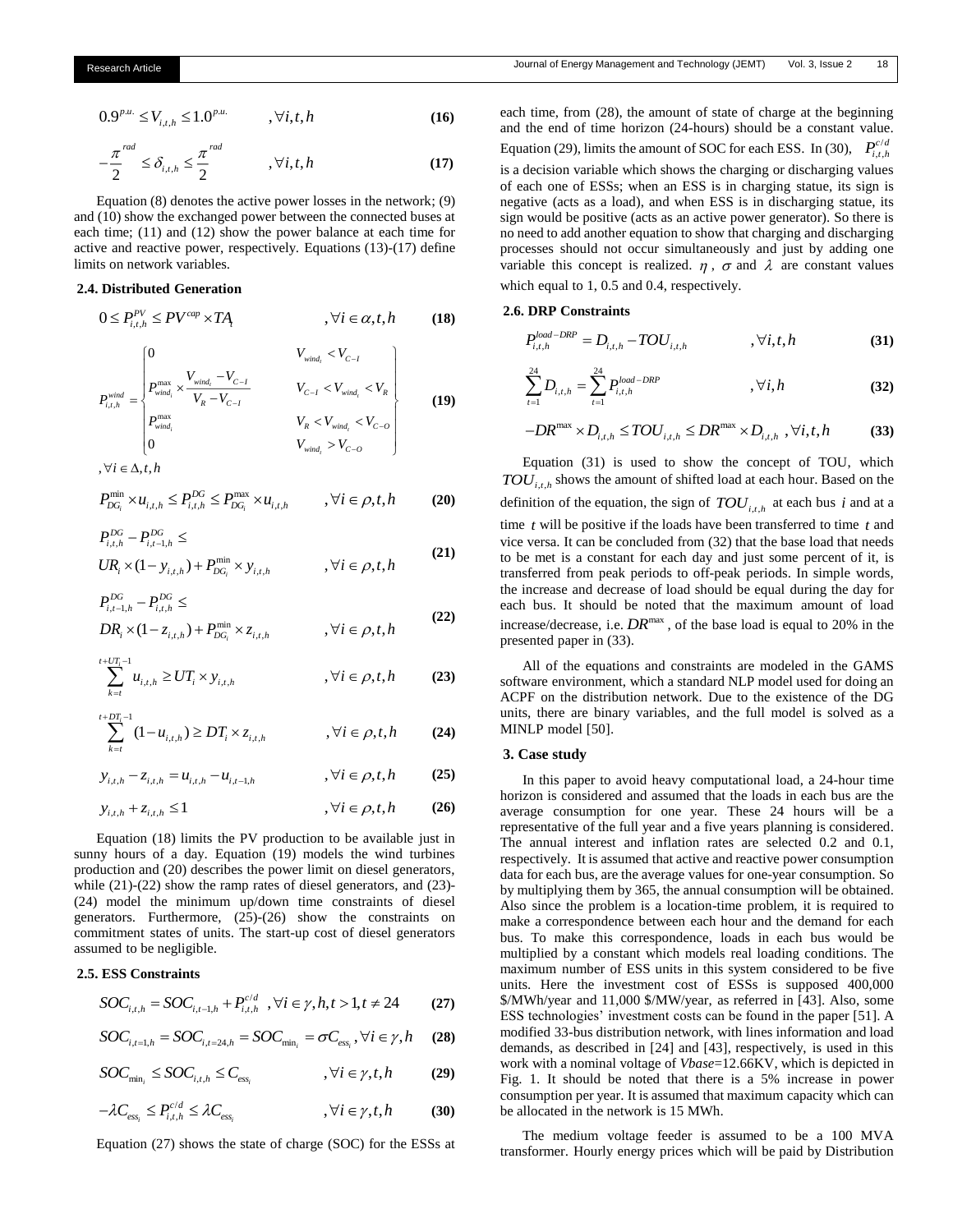$$0.9^{p.u.} \le V_{i,t,h} \le 1.0^{p.u.} \qquad ,\forall i,t,h \tag{16}$$

$$-\frac{\pi}{2}^{rad} \le \delta_{i,t,h} \le \frac{\pi}{2}^{rad} \qquad ,\forall i,t,h \tag{17}$$

Equation (8) denotes the active power losses in the network; (9) and (10) show the exchanged power between the connected buses at each time; (11) and (12) show the power balance at each time for active and reactive power, respectively. Equations (13)-(17) define limits on network variables.

### 2.4. Distributed Generation

$$0 \le P_{i,t,h}^{PV} \le PV^{cap} \times TA_t \qquad ,\forall i \in \alpha, t, h \tag{18}$$

$$P_{i,t,h}^{wind} = \begin{cases} 0 & V_{wind_t} < V_{C-I} \\ P_{wind_i}^{\max} \times \dfrac{V_{wind_t} - V_{C-I}}{V_R - V_{C-I}} & V_{C-I} < V_{wind_t} < V_R \\ P_{wind_i}^{\max} & V_R < V_{wind_t} < V_{C-O} \\ 0 & V_{wind_t} > V_{C-O} \end{cases} \tag{19}$$

$,\forall i \in \Delta, t, h$

$$P_{DG_i}^{\min} \times u_{i,t,h} \le P_{i,t,h}^{DG} \le P_{DG_i}^{\max} \times u_{i,t,h} \qquad ,\forall i \in \rho, t, h \tag{20}$$

$$P_{i,t,h}^{DG} - P_{i,t-1,h}^{DG} \le UR_i \times (1 - y_{i,t,h}) + P_{DG_i}^{\min} \times y_{i,t,h} \qquad ,\forall i \in \rho, t, h \tag{21}$$

$$P_{i,t-1,h}^{DG} - P_{i,t,h}^{DG} \le DR_i \times (1 - z_{i,t,h}) + P_{DG_i}^{\min} \times z_{i,t,h} \qquad ,\forall i \in \rho, t, h \tag{22}$$

$$\sum_{k=t}^{t+UT_i-1} u_{i,t,h} \ge UT_i \times y_{i,t,h} \qquad ,\forall i \in \rho, t, h \tag{23}$$

$$\sum_{k=t}^{t+DT_i-1} (1 - u_{i,t,h}) \ge DT_i \times z_{i,t,h} \qquad ,\forall i \in \rho, t, h \tag{24}$$

$$y_{i,t,h} - z_{i,t,h} = u_{i,t,h} - u_{i,t-1,h} \qquad ,\forall i \in \rho, t, h \tag{25}$$

$$y_{i,t,h} + z_{i,t,h} \le 1 \qquad ,\forall i \in \rho, t, h \tag{26}$$

Equation (18) limits the PV production to be available just in sunny hours of a day. Equation (19) models the wind turbines production and (20) describes the power limit on diesel generators, while (21)-(22) show the ramp rates of diesel generators, and (23)-(24) model the minimum up/down time constraints of diesel generators. Furthermore, (25)-(26) show the constraints on commitment states of units. The start-up cost of diesel generators assumed to be negligible.

### 2.5. ESS Constraints

$$SOC_{i,t,h} = SOC_{i,t-1,h} + P_{i,t,h}^{c/d} \;, \forall i \in \gamma, h, t > 1, t \ne 24 \tag{27}$$

$$SOC_{i,t=1,h} = SOC_{i,t=24,h} = SOC_{\min_i} = \sigma C_{ess_i} \;, \forall i \in \gamma, h \tag{28}$$

$$SOC_{\min_i} \le SOC_{i,t,h} \le C_{ess_i} \qquad ,\forall i \in \gamma, t, h \tag{29}$$

$$-\lambda C_{ess_i} \le P_{i,t,h}^{c/d} \le \lambda C_{ess_i} \qquad ,\forall i \in \gamma, t, h \tag{30}$$

Equation (27) shows the state of charge (SOC) for the ESSs at each time, from (28), the amount of state of charge at the beginning and the end of time horizon (24-hours) should be a constant value. Equation (29), limits the amount of SOC for each ESS. In (30), $P_{i,t,h}^{c/d}$ is a decision variable which shows the charging or discharging values of each one of ESSs; when an ESS is in charging statue, its sign is negative (acts as a load), and when ESS is in discharging statue, its sign would be positive (acts as an active power generator). So there is no need to add another equation to show that charging and discharging processes should not occur simultaneously and just by adding one variable this concept is realized. $\eta$, $\sigma$ and $\lambda$ are constant values which equal to 1, 0.5 and 0.4, respectively.

### 2.6. DRP Constraints

$$P_{i,t,h}^{load-DRP} = D_{i,t,h} - TOU_{i,t,h} \qquad ,\forall i,t,h \tag{31}$$

$$\sum_{t=1}^{24} D_{i,t,h} = \sum_{t=1}^{24} P_{i,t,h}^{load-DRP} \qquad ,\forall i,h \tag{32}$$

$$-DR^{\max} \times D_{i,t,h} \le TOU_{i,t,h} \le DR^{\max} \times D_{i,t,h} \;, \forall i,t,h \tag{33}$$

Equation (31) is used to show the concept of TOU, which $TOU_{i,t,h}$ shows the amount of shifted load at each hour. Based on the definition of the equation, the sign of $TOU_{i,t,h}$ at each bus $i$ and at a time $t$ will be positive if the loads have been transferred to time $t$ and vice versa. It can be concluded from (32) that the base load that needs to be met is a constant for each day and just some percent of it, is transferred from peak periods to off-peak periods. In simple words, the increase and decrease of load should be equal during the day for each bus. It should be noted that the maximum amount of load increase/decrease, i.e. $DR^{\max}$, of the base load is equal to 20% in the presented paper in (33).

All of the equations and constraints are modeled in the GAMS software environment, which a standard NLP model used for doing an ACPF on the distribution network. Due to the existence of the DG units, there are binary variables, and the full model is solved as a MINLP model [50].

## 3. Case study

In this paper to avoid heavy computational load, a 24-hour time horizon is considered and assumed that the loads in each bus are the average consumption for one year. These 24 hours will be a representative of the full year and a five years planning is considered. The annual interest and inflation rates are selected 0.2 and 0.1, respectively. It is assumed that active and reactive power consumption data for each bus, are the average values for one-year consumption. So by multiplying them by 365, the annual consumption will be obtained. Also since the problem is a location-time problem, it is required to make a correspondence between each hour and the demand for each bus. To make this correspondence, loads in each bus would be multiplied by a constant which models real loading conditions. The maximum number of ESS units in this system considered to be five units. Here the investment cost of ESSs is supposed 400,000 \$/MWh/year and 11,000 \$/MW/year, as referred in [43]. Also, some ESS technologies' investment costs can be found in the paper [51]. A modified 33-bus distribution network, with lines information and load demands, as described in [24] and [43], respectively, is used in this work with a nominal voltage of *Vbase*=12.66KV, which is depicted in Fig. 1. It should be noted that there is a 5% increase in power consumption per year. It is assumed that maximum capacity which can be allocated in the network is 15 MWh.

The medium voltage feeder is assumed to be a 100 MVA transformer. Hourly energy prices which will be paid by Distribution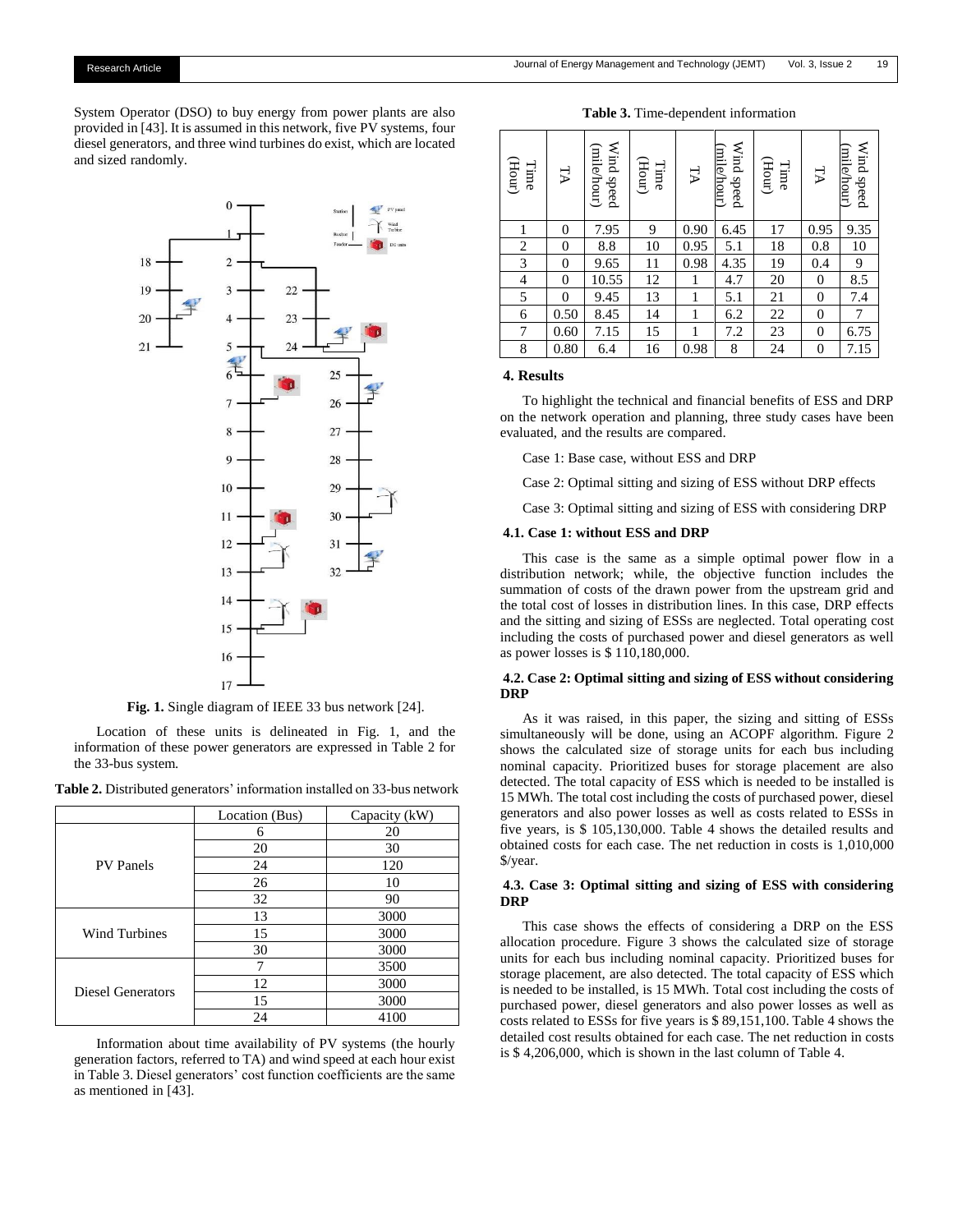System Operator (DSO) to buy energy from power plants are also provided in [43]. It is assumed in this network, five PV systems, four diesel generators, and three wind turbines do exist, which are located and sized randomly.

**Fig. 1.** Single diagram of IEEE 33 bus network [24].

Location of these units is delineated in Fig. 1, and the information of these power generators are expressed in Table 2 for the 33-bus system.

**Table 2.** Distributed generators' information installed on 33-bus network

| | Location (Bus) | Capacity (kW) |
|---|---|---|
| PV Panels | 6 | 20 |
| | 20 | 30 |
| | 24 | 120 |
| | 26 | 10 |
| | 32 | 90 |
| Wind Turbines | 13 | 3000 |
| | 15 | 3000 |
| | 30 | 3000 |
| Diesel Generators | 7 | 3500 |
| | 12 | 3000 |
| | 15 | 3000 |
| | 24 | 4100 |

Information about time availability of PV systems (the hourly generation factors, referred to TA) and wind speed at each hour exist in Table 3. Diesel generators' cost function coefficients are the same as mentioned in [43].

**Table 3.** Time-dependent information

| Time (Hour) | TA | Wind speed (mile/hour) | Time (Hour) | TA | Wind speed (mile/hour) | Time (Hour) | TA | Wind speed (mile/hour) |
|---|---|---|---|---|---|---|---|---|
| 1 | 0 | 7.95 | 9 | 0.90 | 6.45 | 17 | 0.95 | 9.35 |
| 2 | 0 | 8.8 | 10 | 0.95 | 5.1 | 18 | 0.8 | 10 |
| 3 | 0 | 9.65 | 11 | 0.98 | 4.35 | 19 | 0.4 | 9 |
| 4 | 0 | 10.55 | 12 | 1 | 4.7 | 20 | 0 | 8.5 |
| 5 | 0 | 9.45 | 13 | 1 | 5.1 | 21 | 0 | 7.4 |
| 6 | 0.50 | 8.45 | 14 | 1 | 6.2 | 22 | 0 | 7 |
| 7 | 0.60 | 7.15 | 15 | 1 | 7.2 | 23 | 0 | 6.75 |
| 8 | 0.80 | 6.4 | 16 | 0.98 | 8 | 24 | 0 | 7.15 |

## 4. Results

To highlight the technical and financial benefits of ESS and DRP on the network operation and planning, three study cases have been evaluated, and the results are compared.

Case 1: Base case, without ESS and DRP

Case 2: Optimal sitting and sizing of ESS without DRP effects

Case 3: Optimal sitting and sizing of ESS with considering DRP

### 4.1. Case 1: without ESS and DRP

This case is the same as a simple optimal power flow in a distribution network; while, the objective function includes the summation of costs of the drawn power from the upstream grid and the total cost of losses in distribution lines. In this case, DRP effects and the sitting and sizing of ESSs are neglected. Total operating cost including the costs of purchased power and diesel generators as well as power losses is $ 110,180,000.

### 4.2. Case 2: Optimal sitting and sizing of ESS without considering DRP

As it was raised, in this paper, the sizing and sitting of ESSs simultaneously will be done, using an ACOPF algorithm. Figure 2 shows the calculated size of storage units for each bus including nominal capacity. Prioritized buses for storage placement are also detected. The total capacity of ESS which is needed to be installed is 15 MWh. The total cost including the costs of purchased power, diesel generators and also power losses as well as costs related to ESSs in five years, is $ 105,130,000. Table 4 shows the detailed results and obtained costs for each case. The net reduction in costs is 1,010,000 $/year.

### 4.3. Case 3: Optimal sitting and sizing of ESS with considering DRP

This case shows the effects of considering a DRP on the ESS allocation procedure. Figure 3 shows the calculated size of storage units for each bus including nominal capacity. Prioritized buses for storage placement, are also detected. The total capacity of ESS which is needed to be installed, is 15 MWh. Total cost including the costs of purchased power, diesel generators and also power losses as well as costs related to ESSs for five years is $ 89,151,100. Table 4 shows the detailed cost results obtained for each case. The net reduction in costs is $ 4,206,000, which is shown in the last column of Table 4.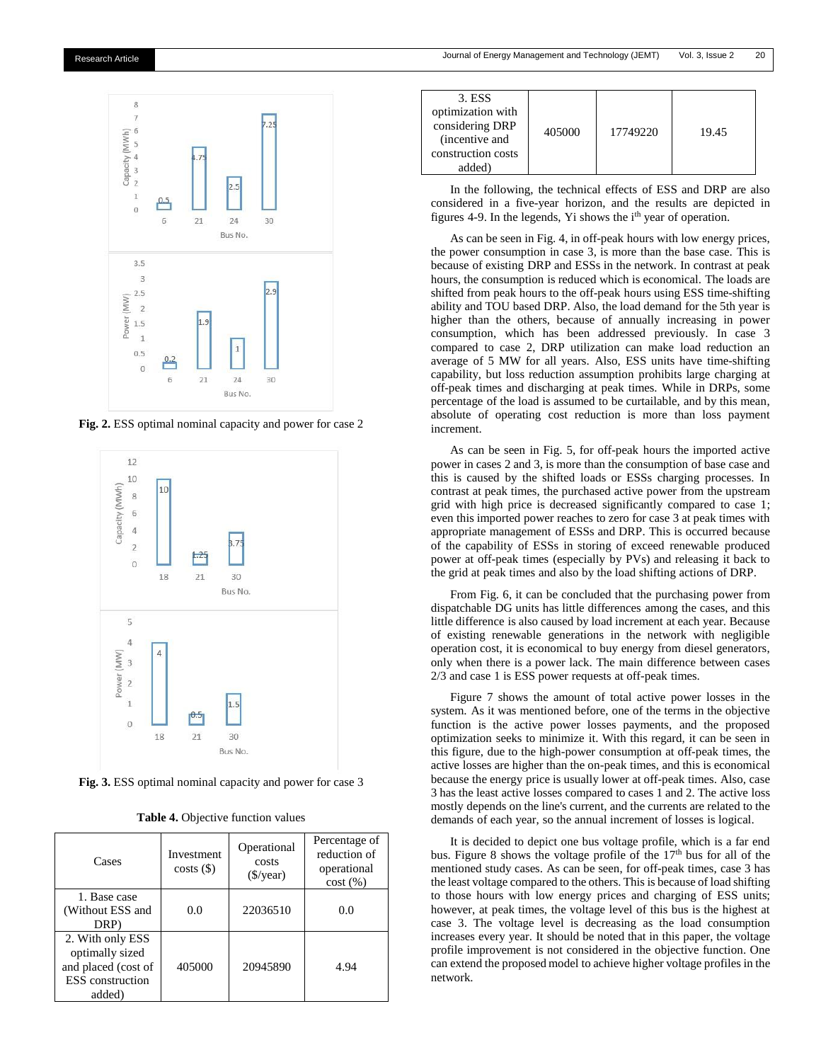**Fig. 2.** ESS optimal nominal capacity and power for case 2

**Fig. 3.** ESS optimal nominal capacity and power for case 3

**Table 4.** Objective function values

| Cases | Investment costs ($) | Operational costs ($/year) | Percentage of reduction of operational cost (%) |
|---|---|---|---|
| 1. Base case (Without ESS and DRP) | 0.0 | 22036510 | 0.0 |
| 2. With only ESS optimally sized and placed (cost of ESS construction added) | 405000 | 20945890 | 4.94 |
| 3. ESS optimization with considering DRP (incentive and construction costs added) | 405000 | 17749220 | 19.45 |

In the following, the technical effects of ESS and DRP are also considered in a five-year horizon, and the results are depicted in figures 4-9. In the legends, Yi shows the $i^{th}$ year of operation.

As can be seen in Fig. 4, in off-peak hours with low energy prices, the power consumption in case 3, is more than the base case. This is because of existing DRP and ESSs in the network. In contrast at peak hours, the consumption is reduced which is economical. The loads are shifted from peak hours to the off-peak hours using ESS time-shifting ability and TOU based DRP. Also, the load demand for the 5th year is higher than the others, because of annually increasing in power consumption, which has been addressed previously. In case 3 compared to case 2, DRP utilization can make load reduction an average of 5 MW for all years. Also, ESS units have time-shifting capability, but loss reduction assumption prohibits large charging at off-peak times and discharging at peak times. While in DRPs, some percentage of the load is assumed to be curtailable, and by this mean, absolute of operating cost reduction is more than loss payment increment.

As can be seen in Fig. 5, for off-peak hours the imported active power in cases 2 and 3, is more than the consumption of base case and this is caused by the shifted loads or ESSs charging processes. In contrast at peak times, the purchased active power from the upstream grid with high price is decreased significantly compared to case 1; even this imported power reaches to zero for case 3 at peak times with appropriate management of ESSs and DRP. This is occurred because of the capability of ESSs in storing of exceed renewable produced power at off-peak times (especially by PVs) and releasing it back to the grid at peak times and also by the load shifting actions of DRP.

From Fig. 6, it can be concluded that the purchasing power from dispatchable DG units has little differences among the cases, and this little difference is also caused by load increment at each year. Because of existing renewable generations in the network with negligible operation cost, it is economical to buy energy from diesel generators, only when there is a power lack. The main difference between cases 2/3 and case 1 is ESS power requests at off-peak times.

Figure 7 shows the amount of total active power losses in the system. As it was mentioned before, one of the terms in the objective function is the active power losses payments, and the proposed optimization seeks to minimize it. With this regard, it can be seen in this figure, due to the high-power consumption at off-peak times, the active losses are higher than the on-peak times, and this is economical because the energy price is usually lower at off-peak times. Also, case 3 has the least active losses compared to cases 1 and 2. The active loss mostly depends on the line's current, and the currents are related to the demands of each year, so the annual increment of losses is logical.

It is decided to depict one bus voltage profile, which is a far end bus. Figure 8 shows the voltage profile of the $17^{th}$ bus for all of the mentioned study cases. As can be seen, for off-peak times, case 3 has the least voltage compared to the others. This is because of load shifting to those hours with low energy prices and charging of ESS units; however, at peak times, the voltage level of this bus is the highest at case 3. The voltage level is decreasing as the load consumption increases every year. It should be noted that in this paper, the voltage profile improvement is not considered in the objective function. One can extend the proposed model to achieve higher voltage profiles in the network.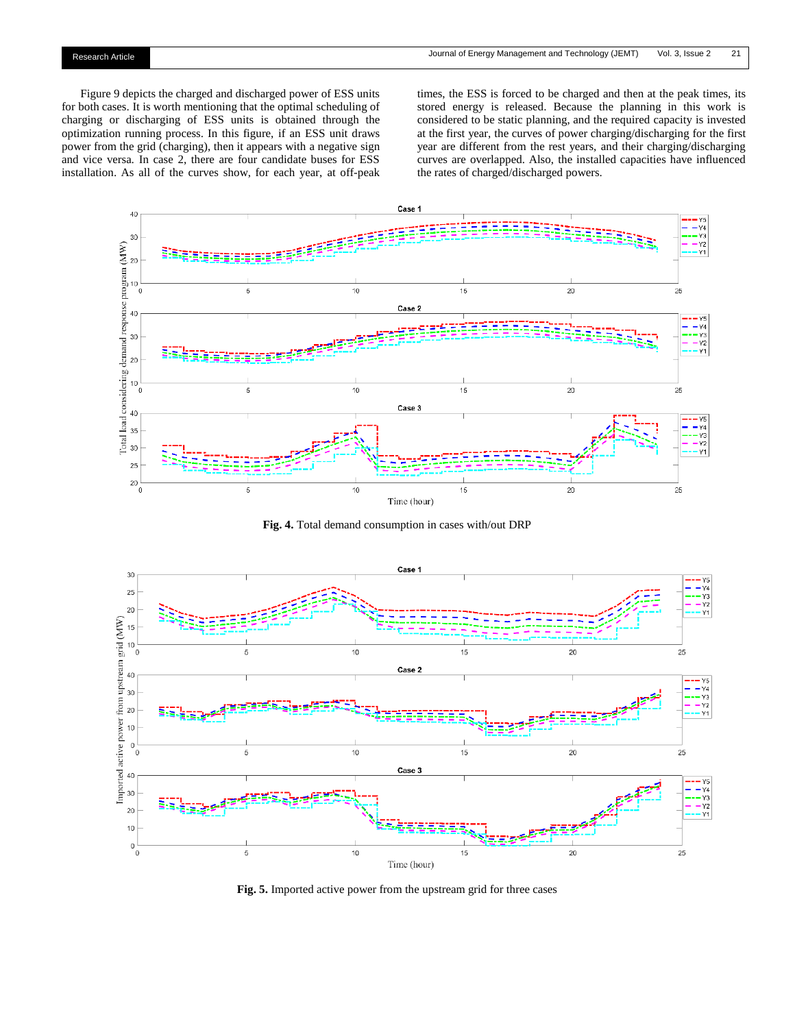Figure 9 depicts the charged and discharged power of ESS units for both cases. It is worth mentioning that the optimal scheduling of charging or discharging of ESS units is obtained through the optimization running process. In this figure, if an ESS unit draws power from the grid (charging), then it appears with a negative sign and vice versa. In case 2, there are four candidate buses for ESS installation. As all of the curves show, for each year, at off-peak times, the ESS is forced to be charged and then at the peak times, its stored energy is released. Because the planning in this work is considered to be static planning, and the required capacity is invested at the first year, the curves of power charging/discharging for the first year are different from the rest years, and their charging/discharging curves are overlapped. Also, the installed capacities have influenced the rates of charged/discharged powers.

**Fig. 4.** Total demand consumption in cases with/out DRP

**Fig. 5.** Imported active power from the upstream grid for three cases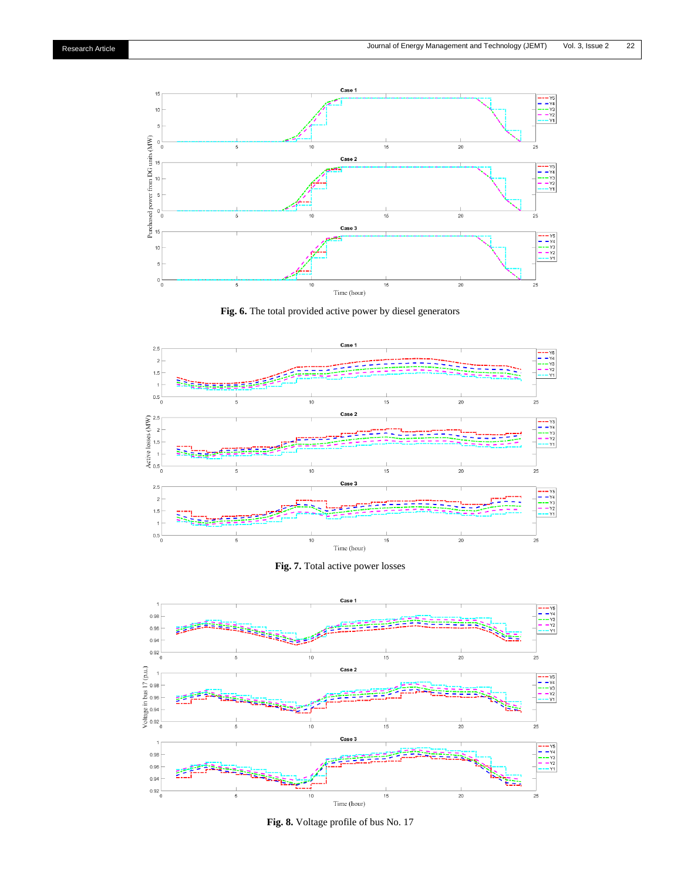**Fig. 6.** The total provided active power by diesel generators

**Fig. 7.** Total active power losses

**Fig. 8.** Voltage profile of bus No. 17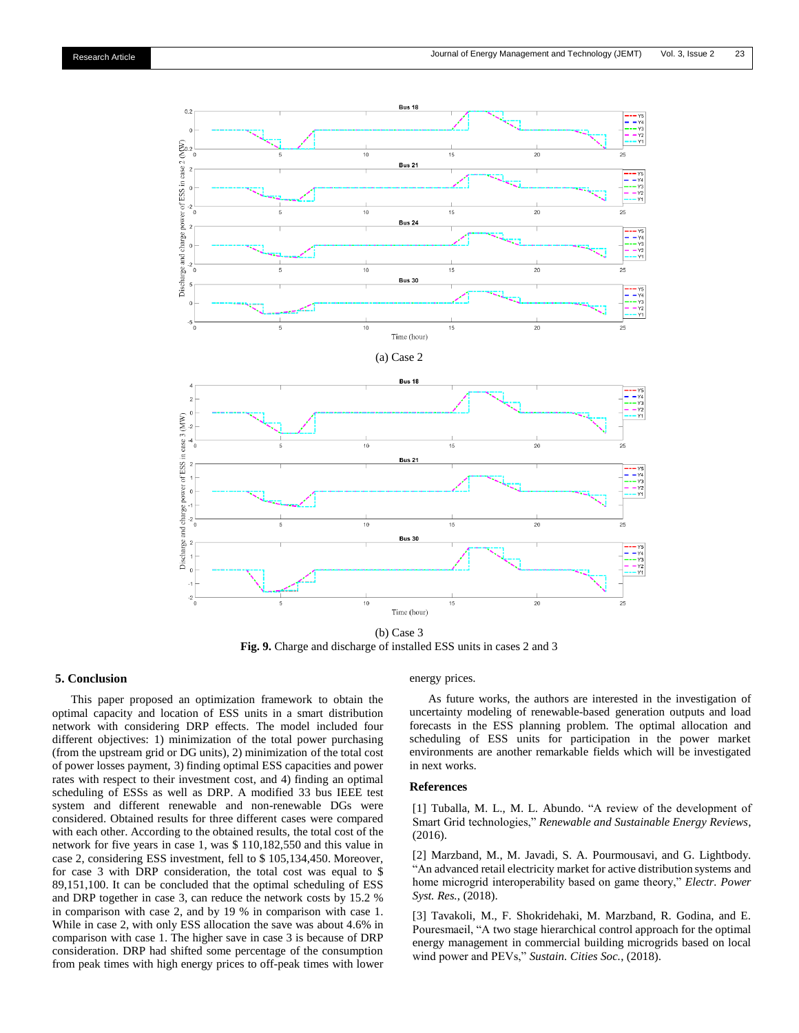(a) Case 2

(b) Case 3

**Fig. 9.** Charge and discharge of installed ESS units in cases 2 and 3

## 5. Conclusion

This paper proposed an optimization framework to obtain the optimal capacity and location of ESS units in a smart distribution network with considering DRP effects. The model included four different objectives: 1) minimization of the total power purchasing (from the upstream grid or DG units), 2) minimization of the total cost of power losses payment, 3) finding optimal ESS capacities and power rates with respect to their investment cost, and 4) finding an optimal scheduling of ESSs as well as DRP. A modified 33 bus IEEE test system and different renewable and non-renewable DGs were considered. Obtained results for three different cases were compared with each other. According to the obtained results, the total cost of the network for five years in case 1, was $ 110,182,550 and this value in case 2, considering ESS investment, fell to $ 105,134,450. Moreover, for case 3 with DRP consideration, the total cost was equal to $ 89,151,100. It can be concluded that the optimal scheduling of ESS and DRP together in case 3, can reduce the network costs by 15.2 % in comparison with case 2, and by 19 % in comparison with case 1. While in case 2, with only ESS allocation the save was about 4.6% in comparison with case 1. The higher save in case 3 is because of DRP consideration. DRP had shifted some percentage of the consumption from peak times with high energy prices to off-peak times with lower energy prices.

As future works, the authors are interested in the investigation of uncertainty modeling of renewable-based generation outputs and load forecasts in the ESS planning problem. The optimal allocation and scheduling of ESS units for participation in the power market environments are another remarkable fields which will be investigated in next works.

## References

[1] Tuballa, M. L., M. L. Abundo. "A review of the development of Smart Grid technologies," *Renewable and Sustainable Energy Reviews*, (2016).

[2] Marzband, M., M. Javadi, S. A. Pourmousavi, and G. Lightbody. "An advanced retail electricity market for active distribution systems and home microgrid interoperability based on game theory," *Electr. Power Syst. Res.*, (2018).

[3] Tavakoli, M., F. Shokridehaki, M. Marzband, R. Godina, and E. Pouresmaeil, "A two stage hierarchical control approach for the optimal energy management in commercial building microgrids based on local wind power and PEVs," *Sustain. Cities Soc.*, (2018).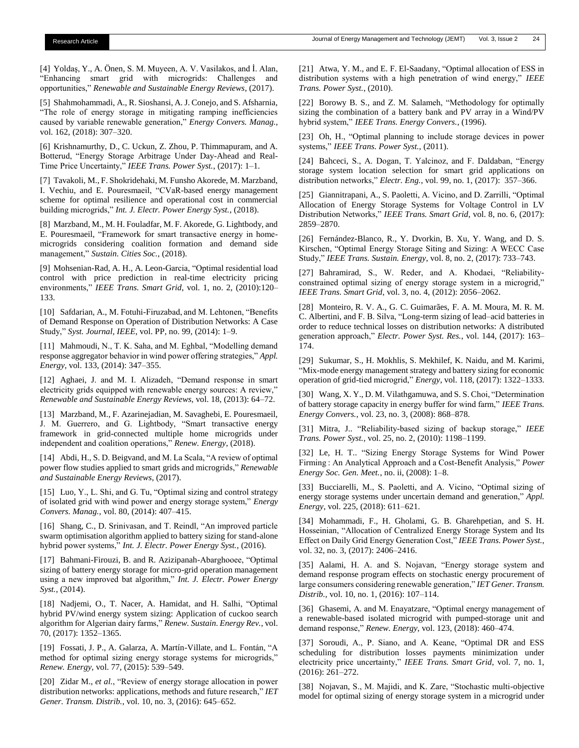[4] Yoldaş, Y., A. Önen, S. M. Muyeen, A. V. Vasilakos, and İ. Alan, "Enhancing smart grid with microgrids: Challenges and opportunities," *Renewable and Sustainable Energy Reviews*, (2017).

[5] Shahmohammadi, A., R. Sioshansi, A. J. Conejo, and S. Afsharnia, "The role of energy storage in mitigating ramping inefficiencies caused by variable renewable generation," *Energy Convers. Manag.*, vol. 162, (2018): 307–320.

[6] Krishnamurthy, D., C. Uckun, Z. Zhou, P. Thimmapuram, and A. Botterud, "Energy Storage Arbitrage Under Day-Ahead and Real-Time Price Uncertainty," *IEEE Trans. Power Syst.*, (2017): 1–1.

[7] Tavakoli, M., F. Shokridehaki, M. Funsho Akorede, M. Marzband, I. Vechiu, and E. Pouresmaeil, "CVaR-based energy management scheme for optimal resilience and operational cost in commercial building microgrids," *Int. J. Electr. Power Energy Syst.*, (2018).

[8] Marzband, M., M. H. Fouladfar, M. F. Akorede, G. Lightbody, and E. Pouresmaeil, "Framework for smart transactive energy in home-microgrids considering coalition formation and demand side management," *Sustain. Cities Soc.*, (2018).

[9] Mohsenian-Rad, A. H., A. Leon-Garcia, "Optimal residential load control with price prediction in real-time electricity pricing environments," *IEEE Trans. Smart Grid*, vol. 1, no. 2, (2010):120–133.

[10] Safdarian, A., M. Fotuhi-Firuzabad, and M. Lehtonen, "Benefits of Demand Response on Operation of Distribution Networks: A Case Study," *Syst. Journal, IEEE*, vol. PP, no. 99, (2014): 1–9.

[11] Mahmoudi, N., T. K. Saha, and M. Eghbal, "Modelling demand response aggregator behavior in wind power offering strategies," *Appl. Energy*, vol. 133, (2014): 347–355.

[12] Aghaei, J. and M. I. Alizadeh, "Demand response in smart electricity grids equipped with renewable energy sources: A review," *Renewable and Sustainable Energy Reviews*, vol. 18, (2013): 64–72.

[13] Marzband, M., F. Azarinejadian, M. Savaghebi, E. Pouresmaeil, J. M. Guerrero, and G. Lightbody, "Smart transactive energy framework in grid-connected multiple home microgrids under independent and coalition operations," *Renew. Energy*, (2018).

[14] Abdi, H., S. D. Beigvand, and M. La Scala, "A review of optimal power flow studies applied to smart grids and microgrids," *Renewable and Sustainable Energy Reviews*, (2017).

[15] Luo, Y., L. Shi, and G. Tu, "Optimal sizing and control strategy of isolated grid with wind power and energy storage system," *Energy Convers. Manag.*, vol. 80, (2014): 407–415.

[16] Shang, C., D. Srinivasan, and T. Reindl, "An improved particle swarm optimisation algorithm applied to battery sizing for stand-alone hybrid power systems," *Int. J. Electr. Power Energy Syst.*, (2016).

[17] Bahmani-Firouzi, B. and R. Azizipanah-Abarghooee, "Optimal sizing of battery energy storage for micro-grid operation management using a new improved bat algorithm," *Int. J. Electr. Power Energy Syst.*, (2014).

[18] Nadjemi, O., T. Nacer, A. Hamidat, and H. Salhi, "Optimal hybrid PV/wind energy system sizing: Application of cuckoo search algorithm for Algerian dairy farms," *Renew. Sustain. Energy Rev.*, vol. 70, (2017): 1352–1365.

[19] Fossati, J. P., A. Galarza, A. Martín-Villate, and L. Fontán, "A method for optimal sizing energy storage systems for microgrids," *Renew. Energy*, vol. 77, (2015): 539–549.

[20] Zidar M., *et al.*, "Review of energy storage allocation in power distribution networks: applications, methods and future research," *IET Gener. Transm. Distrib.*, vol. 10, no. 3, (2016): 645–652.

[21] Atwa, Y. M., and E. F. El-Saadany, "Optimal allocation of ESS in distribution systems with a high penetration of wind energy," *IEEE Trans. Power Syst.*, (2010).

[22] Borowy B. S., and Z. M. Salameh, "Methodology for optimally sizing the combination of a battery bank and PV array in a Wind/PV hybrid system," *IEEE Trans. Energy Convers.*, (1996).

[23] Oh, H., "Optimal planning to include storage devices in power systems," *IEEE Trans. Power Syst.*, (2011).

[24] Bahceci, S., A. Dogan, T. Yalcinoz, and F. Daldaban, "Energy storage system location selection for smart grid applications on distribution networks," *Electr. Eng.*, vol. 99, no. 1, (2017): 357–366.

[25] Giannitrapani, A., S. Paoletti, A. Vicino, and D. Zarrilli, "Optimal Allocation of Energy Storage Systems for Voltage Control in LV Distribution Networks," *IEEE Trans. Smart Grid*, vol. 8, no. 6, (2017): 2859–2870.

[26] Fernández-Blanco, R., Y. Dvorkin, B. Xu, Y. Wang, and D. S. Kirschen, "Optimal Energy Storage Siting and Sizing: A WECC Case Study," *IEEE Trans. Sustain. Energy*, vol. 8, no. 2, (2017): 733–743.

[27] Bahramirad, S., W. Reder, and A. Khodaei, "Reliability-constrained optimal sizing of energy storage system in a microgrid," *IEEE Trans. Smart Grid*, vol. 3, no. 4, (2012): 2056–2062.

[28] Monteiro, R. V. A., G. C. Guimarães, F. A. M. Moura, M. R. M. C. Albertini, and F. B. Silva, "Long-term sizing of lead–acid batteries in order to reduce technical losses on distribution networks: A distributed generation approach," *Electr. Power Syst. Res.*, vol. 144, (2017): 163–174.

[29] Sukumar, S., H. Mokhlis, S. Mekhilef, K. Naidu, and M. Karimi, "Mix-mode energy management strategy and battery sizing for economic operation of grid-tied microgrid," *Energy*, vol. 118, (2017): 1322–1333.

[30] Wang, X. Y., D. M. Vilathgamuwa, and S. S. Choi, "Determination of battery storage capacity in energy buffer for wind farm," *IEEE Trans. Energy Convers.*, vol. 23, no. 3, (2008): 868–878.

[31] Mitra, J.. "Reliability-based sizing of backup storage," *IEEE Trans. Power Syst.*, vol. 25, no. 2, (2010): 1198–1199.

[32] Le, H. T.. "Sizing Energy Storage Systems for Wind Power Firming : An Analytical Approach and a Cost-Benefit Analysis," *Power Energy Soc. Gen. Meet.*, no. ii, (2008): 1–8.

[33] Bucciarelli, M., S. Paoletti, and A. Vicino, "Optimal sizing of energy storage systems under uncertain demand and generation," *Appl. Energy*, vol. 225, (2018): 611–621.

[34] Mohammadi, F., H. Gholami, G. B. Gharehpetian, and S. H. Hosseinian, "Allocation of Centralized Energy Storage System and Its Effect on Daily Grid Energy Generation Cost," *IEEE Trans. Power Syst.*, vol. 32, no. 3, (2017): 2406–2416.

[35] Aalami, H. A. and S. Nojavan, "Energy storage system and demand response program effects on stochastic energy procurement of large consumers considering renewable generation," *IET Gener. Transm. Distrib.*, vol. 10, no. 1, (2016): 107–114.

[36] Ghasemi, A. and M. Enayatzare, "Optimal energy management of a renewable-based isolated microgrid with pumped-storage unit and demand response," *Renew. Energy*, vol. 123, (2018): 460–474.

[37] Soroudi, A., P. Siano, and A. Keane, "Optimal DR and ESS scheduling for distribution losses payments minimization under electricity price uncertainty," *IEEE Trans. Smart Grid*, vol. 7, no. 1, (2016): 261–272.

[38] Nojavan, S., M. Majidi, and K. Zare, "Stochastic multi-objective model for optimal sizing of energy storage system in a microgrid under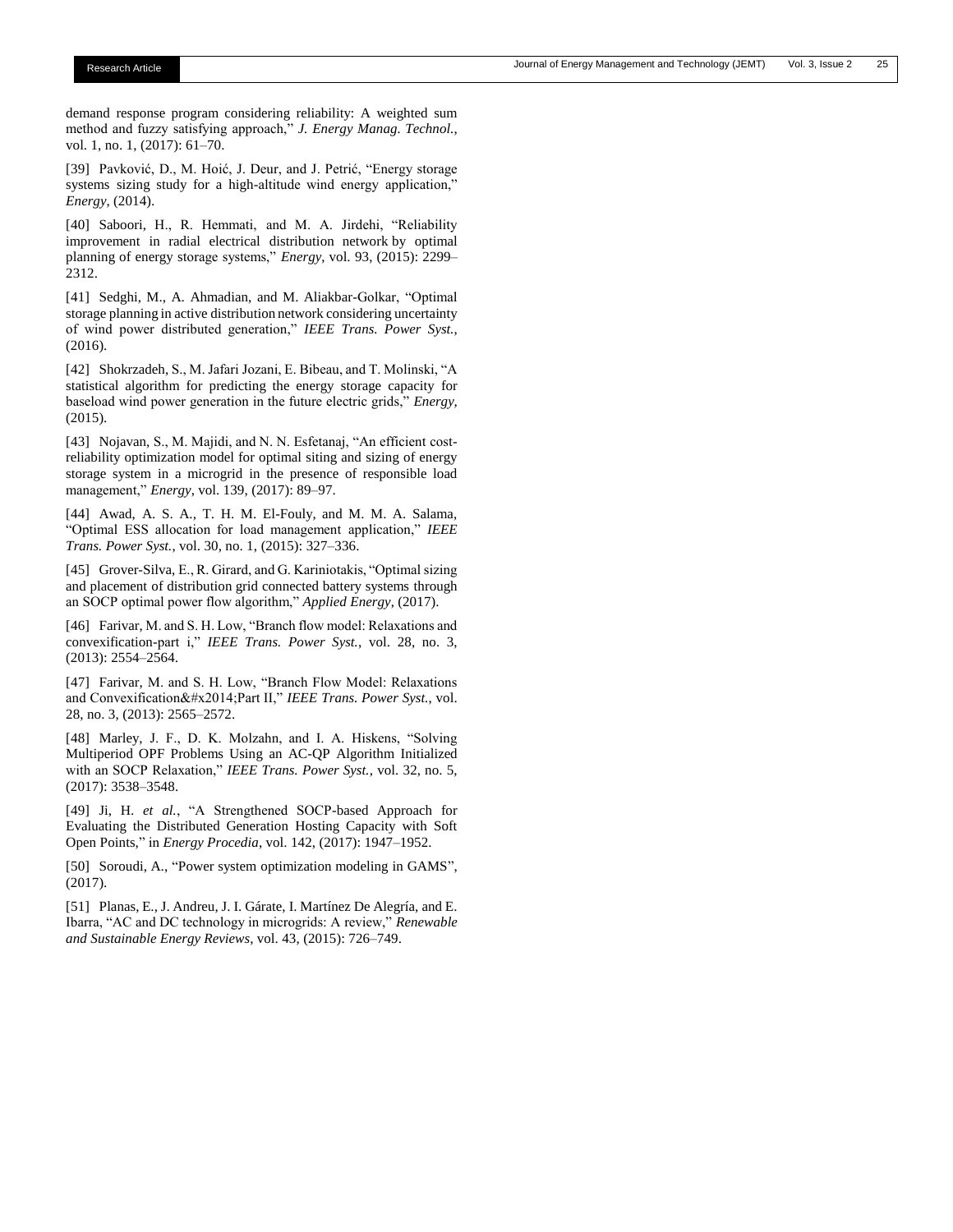demand response program considering reliability: A weighted sum method and fuzzy satisfying approach," *J. Energy Manag. Technol.*, vol. 1, no. 1, (2017): 61–70.

[39] Pavković, D., M. Hoić, J. Deur, and J. Petrić, "Energy storage systems sizing study for a high-altitude wind energy application," *Energy*, (2014).

[40] Saboori, H., R. Hemmati, and M. A. Jirdehi, "Reliability improvement in radial electrical distribution network by optimal planning of energy storage systems," *Energy*, vol. 93, (2015): 2299–2312.

[41] Sedghi, M., A. Ahmadian, and M. Aliakbar-Golkar, "Optimal storage planning in active distribution network considering uncertainty of wind power distributed generation," *IEEE Trans. Power Syst.*, (2016).

[42] Shokrzadeh, S., M. Jafari Jozani, E. Bibeau, and T. Molinski, "A statistical algorithm for predicting the energy storage capacity for baseload wind power generation in the future electric grids," *Energy*, (2015).

[43] Nojavan, S., M. Majidi, and N. N. Esfetanaj, "An efficient cost-reliability optimization model for optimal siting and sizing of energy storage system in a microgrid in the presence of responsible load management," *Energy*, vol. 139, (2017): 89–97.

[44] Awad, A. S. A., T. H. M. El-Fouly, and M. M. A. Salama, "Optimal ESS allocation for load management application," *IEEE Trans. Power Syst.*, vol. 30, no. 1, (2015): 327–336.

[45] Grover-Silva, E., R. Girard, and G. Kariniotakis, "Optimal sizing and placement of distribution grid connected battery systems through an SOCP optimal power flow algorithm," *Applied Energy*, (2017).

[46] Farivar, M. and S. H. Low, "Branch flow model: Relaxations and convexification-part i," *IEEE Trans. Power Syst.*, vol. 28, no. 3, (2013): 2554–2564.

[47] Farivar, M. and S. H. Low, "Branch Flow Model: Relaxations and Convexification&#x2014;Part II," *IEEE Trans. Power Syst.*, vol. 28, no. 3, (2013): 2565–2572.

[48] Marley, J. F., D. K. Molzahn, and I. A. Hiskens, "Solving Multiperiod OPF Problems Using an AC-QP Algorithm Initialized with an SOCP Relaxation," *IEEE Trans. Power Syst.*, vol. 32, no. 5, (2017): 3538–3548.

[49] Ji, H. *et al.*, "A Strengthened SOCP-based Approach for Evaluating the Distributed Generation Hosting Capacity with Soft Open Points," in *Energy Procedia*, vol. 142, (2017): 1947–1952.

[50] Soroudi, A., "Power system optimization modeling in GAMS", (2017).

[51] Planas, E., J. Andreu, J. I. Gárate, I. Martínez De Alegría, and E. Ibarra, "AC and DC technology in microgrids: A review," *Renewable and Sustainable Energy Reviews*, vol. 43, (2015): 726–749.